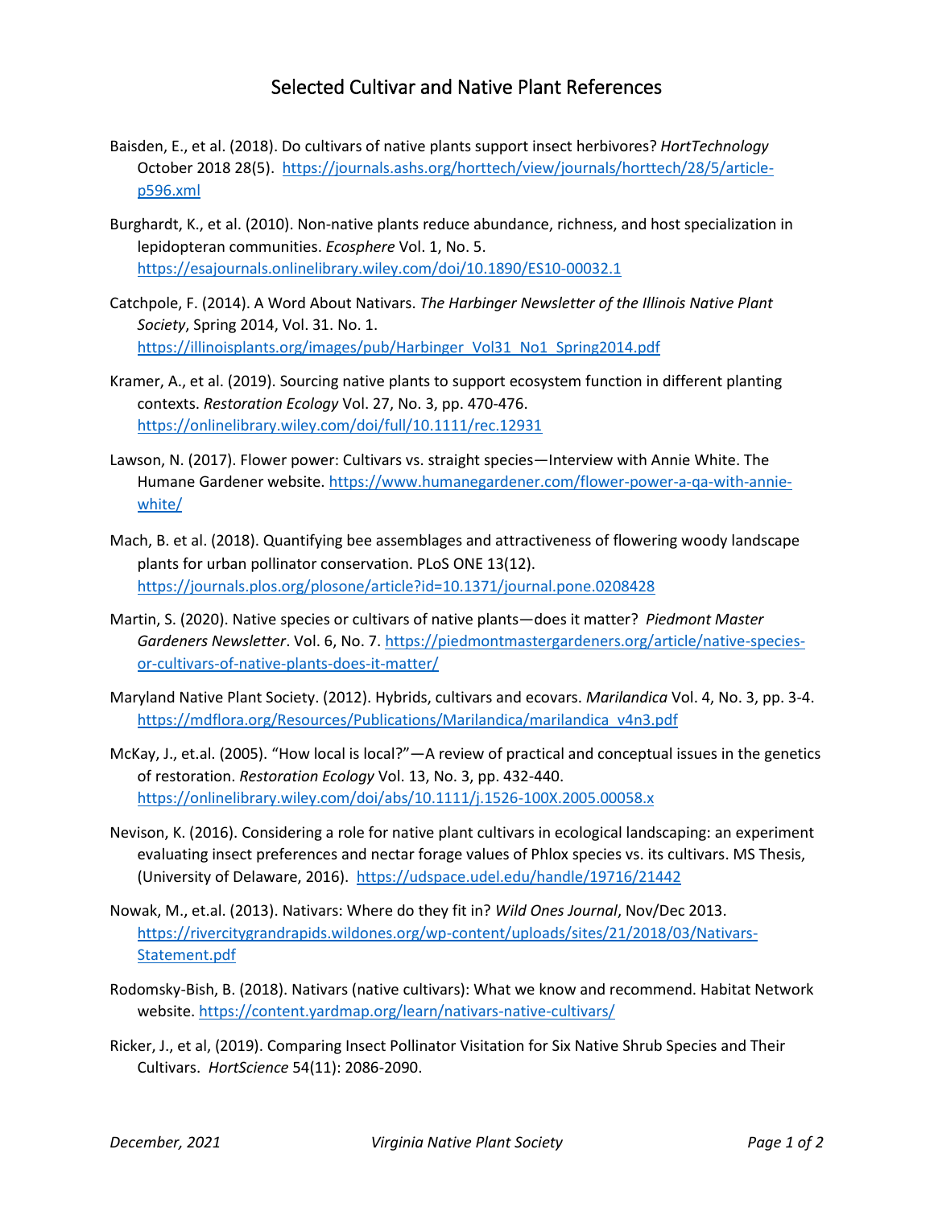# Selected Cultivar and Native Plant References

Baisden, E., et al. (2018). Do cultivars of native plants support insect herbivores? *HortTechnology* October 2018 28(5). https://journals.ashs.org/horttech/view/journals/horttech/28/5/article-p596.xml

Burghardt, K., et al. (2010). Non-native plants reduce abundance, richness, and host specialization in lepidopteran communities. *Ecosphere* Vol. 1, No. 5. https://esajournals.onlinelibrary.wiley.com/doi/10.1890/ES10-00032.1

Catchpole, F. (2014). A Word About Nativars. *The Harbinger Newsletter of the Illinois Native Plant Society*, Spring 2014, Vol. 31. No. 1. https://illinoisplants.org/images/pub/Harbinger_Vol31_No1_Spring2014.pdf

Kramer, A., et al. (2019). Sourcing native plants to support ecosystem function in different planting contexts. *Restoration Ecology* Vol. 27, No. 3, pp. 470-476. https://onlinelibrary.wiley.com/doi/full/10.1111/rec.12931

Lawson, N. (2017). Flower power: Cultivars vs. straight species—Interview with Annie White. The Humane Gardener website. https://www.humanegardener.com/flower-power-a-qa-with-annie-white/

Mach, B. et al. (2018). Quantifying bee assemblages and attractiveness of flowering woody landscape plants for urban pollinator conservation. PLoS ONE 13(12). https://journals.plos.org/plosone/article?id=10.1371/journal.pone.0208428

Martin, S. (2020). Native species or cultivars of native plants—does it matter? *Piedmont Master Gardeners Newsletter*. Vol. 6, No. 7. https://piedmontmastergardeners.org/article/native-species-or-cultivars-of-native-plants-does-it-matter/

Maryland Native Plant Society. (2012). Hybrids, cultivars and ecovars. *Marilandica* Vol. 4, No. 3, pp. 3-4. https://mdflora.org/Resources/Publications/Marilandica/marilandica_v4n3.pdf

McKay, J., et.al. (2005). "How local is local?"—A review of practical and conceptual issues in the genetics of restoration. *Restoration Ecology* Vol. 13, No. 3, pp. 432-440. https://onlinelibrary.wiley.com/doi/abs/10.1111/j.1526-100X.2005.00058.x

Nevison, K. (2016). Considering a role for native plant cultivars in ecological landscaping: an experiment evaluating insect preferences and nectar forage values of Phlox species vs. its cultivars. MS Thesis, (University of Delaware, 2016). https://udspace.udel.edu/handle/19716/21442

Nowak, M., et.al. (2013). Nativars: Where do they fit in? *Wild Ones Journal*, Nov/Dec 2013. https://rivercitygrandrapids.wildones.org/wp-content/uploads/sites/21/2018/03/Nativars-Statement.pdf

Rodomsky-Bish, B. (2018). Nativars (native cultivars): What we know and recommend. Habitat Network website. https://content.yardmap.org/learn/nativars-native-cultivars/

Ricker, J., et al, (2019). Comparing Insect Pollinator Visitation for Six Native Shrub Species and Their Cultivars. *HortScience* 54(11): 2086-2090.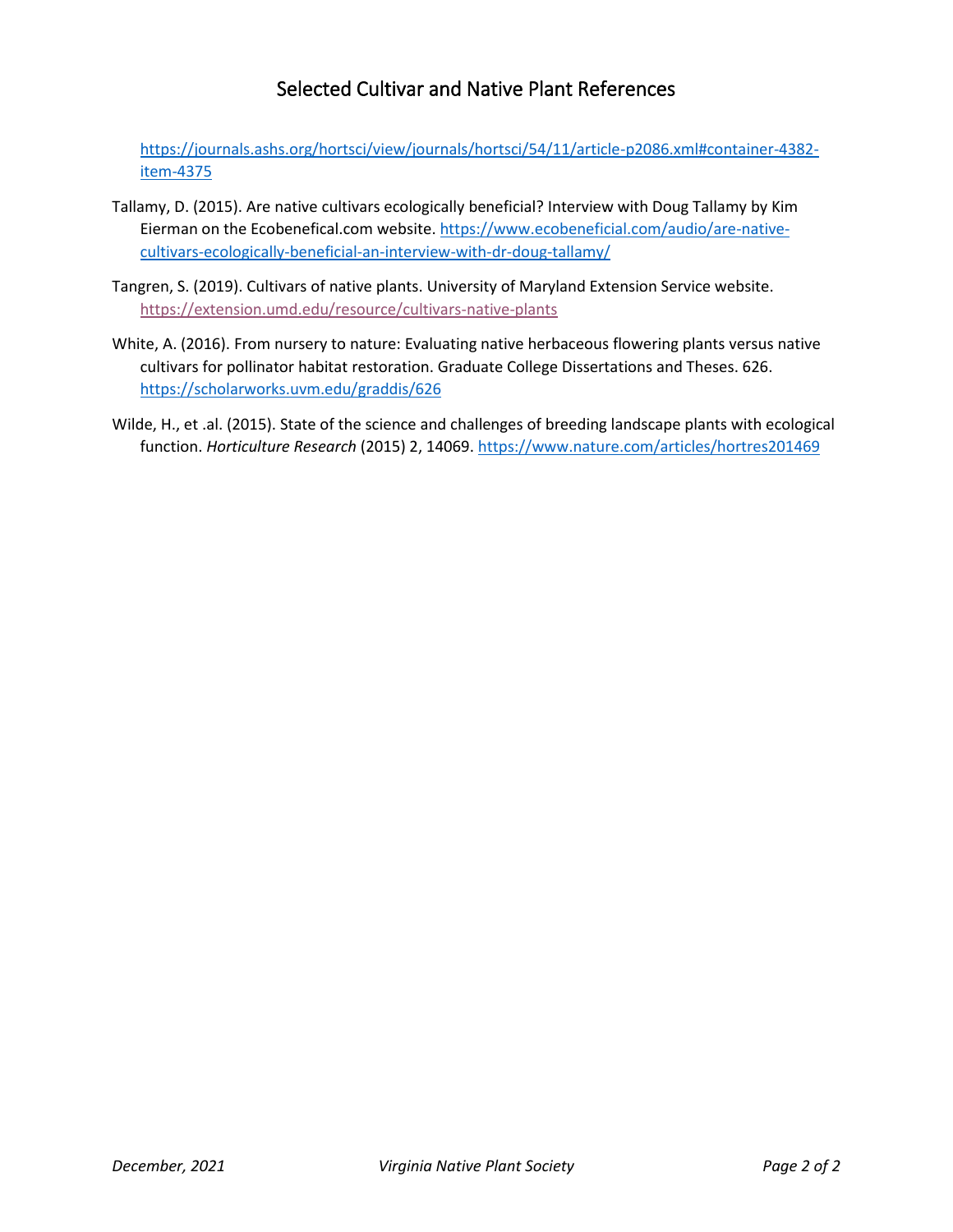https://journals.ashs.org/hortsci/view/journals/hortsci/54/11/article-p2086.xml#container-4382-item-4375

Tallamy, D. (2015). Are native cultivars ecologically beneficial? Interview with Doug Tallamy by Kim Eierman on the Ecobenefical.com website. https://www.ecobeneficial.com/audio/are-native-cultivars-ecologically-beneficial-an-interview-with-dr-doug-tallamy/

Tangren, S. (2019). Cultivars of native plants. University of Maryland Extension Service website. https://extension.umd.edu/resource/cultivars-native-plants

White, A. (2016). From nursery to nature: Evaluating native herbaceous flowering plants versus native cultivars for pollinator habitat restoration. Graduate College Dissertations and Theses. 626. https://scholarworks.uvm.edu/graddis/626

Wilde, H., et .al. (2015). State of the science and challenges of breeding landscape plants with ecological function. *Horticulture Research* (2015) 2, 14069. https://www.nature.com/articles/hortres201469